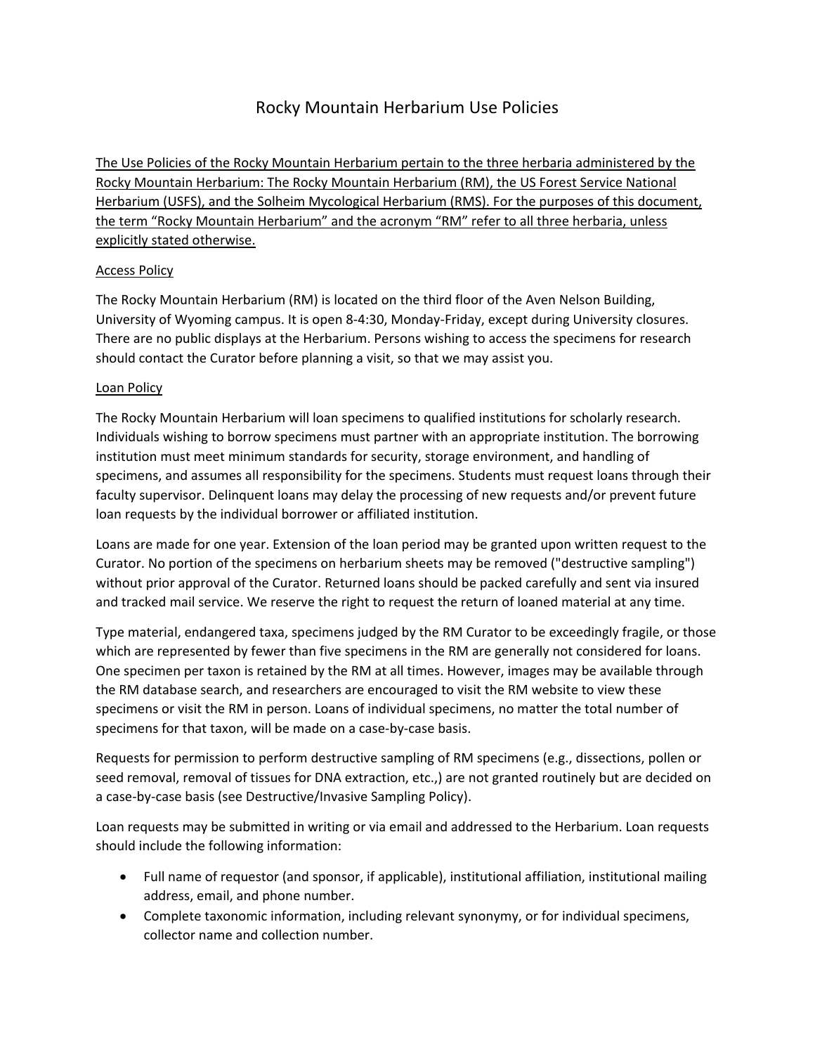# Rocky Mountain Herbarium Use Policies

The Use Policies of the Rocky Mountain Herbarium pertain to the three herbaria administered by the Rocky Mountain Herbarium: The Rocky Mountain Herbarium (RM), the US Forest Service National Herbarium (USFS), and the Solheim Mycological Herbarium (RMS). For the purposes of this document, the term "Rocky Mountain Herbarium" and the acronym "RM" refer to all three herbaria, unless explicitly stated otherwise.

## Access Policy

The Rocky Mountain Herbarium (RM) is located on the third floor of the Aven Nelson Building, University of Wyoming campus. It is open 8-4:30, Monday-Friday, except during University closures. There are no public displays at the Herbarium. Persons wishing to access the specimens for research should contact the Curator before planning a visit, so that we may assist you.

## Loan Policy

The Rocky Mountain Herbarium will loan specimens to qualified institutions for scholarly research. Individuals wishing to borrow specimens must partner with an appropriate institution. The borrowing institution must meet minimum standards for security, storage environment, and handling of specimens, and assumes all responsibility for the specimens. Students must request loans through their faculty supervisor. Delinquent loans may delay the processing of new requests and/or prevent future loan requests by the individual borrower or affiliated institution.

Loans are made for one year. Extension of the loan period may be granted upon written request to the Curator. No portion of the specimens on herbarium sheets may be removed ("destructive sampling") without prior approval of the Curator. Returned loans should be packed carefully and sent via insured and tracked mail service. We reserve the right to request the return of loaned material at any time.

Type material, endangered taxa, specimens judged by the RM Curator to be exceedingly fragile, or those which are represented by fewer than five specimens in the RM are generally not considered for loans. One specimen per taxon is retained by the RM at all times. However, images may be available through the RM database search, and researchers are encouraged to visit the RM website to view these specimens or visit the RM in person. Loans of individual specimens, no matter the total number of specimens for that taxon, will be made on a case-by-case basis.

Requests for permission to perform destructive sampling of RM specimens (e.g., dissections, pollen or seed removal, removal of tissues for DNA extraction, etc.,) are not granted routinely but are decided on a case-by-case basis (see Destructive/Invasive Sampling Policy).

Loan requests may be submitted in writing or via email and addressed to the Herbarium. Loan requests should include the following information:

- Full name of requestor (and sponsor, if applicable), institutional affiliation, institutional mailing address, email, and phone number.
- Complete taxonomic information, including relevant synonymy, or for individual specimens, collector name and collection number.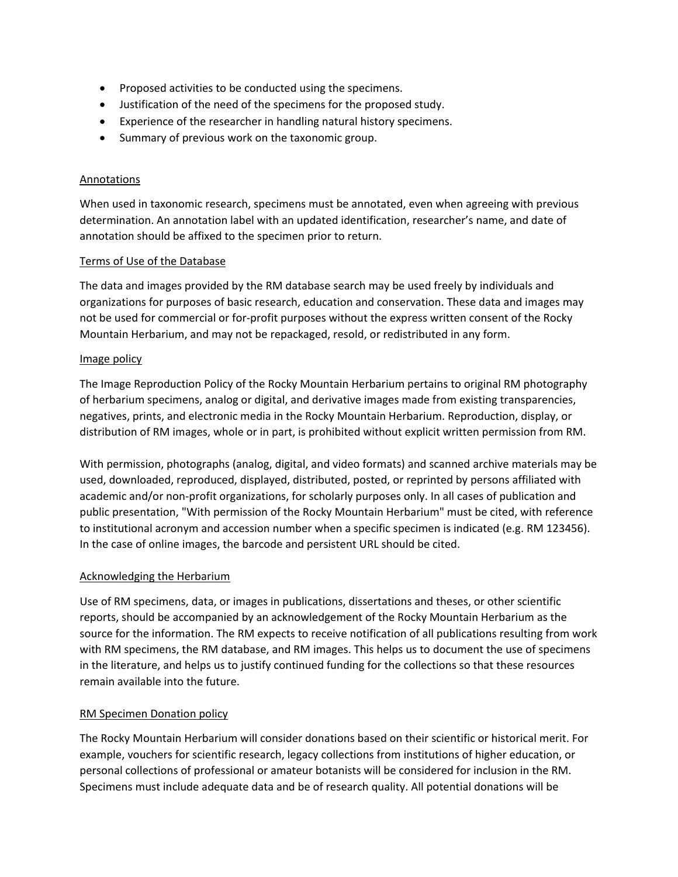- Proposed activities to be conducted using the specimens.
- Justification of the need of the specimens for the proposed study.
- Experience of the researcher in handling natural history specimens.
- Summary of previous work on the taxonomic group.

## Annotations

When used in taxonomic research, specimens must be annotated, even when agreeing with previous determination. An annotation label with an updated identification, researcher's name, and date of annotation should be affixed to the specimen prior to return.

## Terms of Use of the Database

The data and images provided by the RM database search may be used freely by individuals and organizations for purposes of basic research, education and conservation. These data and images may not be used for commercial or for-profit purposes without the express written consent of the Rocky Mountain Herbarium, and may not be repackaged, resold, or redistributed in any form.

## Image policy

The Image Reproduction Policy of the Rocky Mountain Herbarium pertains to original RM photography of herbarium specimens, analog or digital, and derivative images made from existing transparencies, negatives, prints, and electronic media in the Rocky Mountain Herbarium. Reproduction, display, or distribution of RM images, whole or in part, is prohibited without explicit written permission from RM.

With permission, photographs (analog, digital, and video formats) and scanned archive materials may be used, downloaded, reproduced, displayed, distributed, posted, or reprinted by persons affiliated with academic and/or non-profit organizations, for scholarly purposes only. In all cases of publication and public presentation, "With permission of the Rocky Mountain Herbarium" must be cited, with reference to institutional acronym and accession number when a specific specimen is indicated (e.g. RM 123456). In the case of online images, the barcode and persistent URL should be cited.

## Acknowledging the Herbarium

Use of RM specimens, data, or images in publications, dissertations and theses, or other scientific reports, should be accompanied by an acknowledgement of the Rocky Mountain Herbarium as the source for the information. The RM expects to receive notification of all publications resulting from work with RM specimens, the RM database, and RM images. This helps us to document the use of specimens in the literature, and helps us to justify continued funding for the collections so that these resources remain available into the future.

## RM Specimen Donation policy

The Rocky Mountain Herbarium will consider donations based on their scientific or historical merit. For example, vouchers for scientific research, legacy collections from institutions of higher education, or personal collections of professional or amateur botanists will be considered for inclusion in the RM. Specimens must include adequate data and be of research quality. All potential donations will be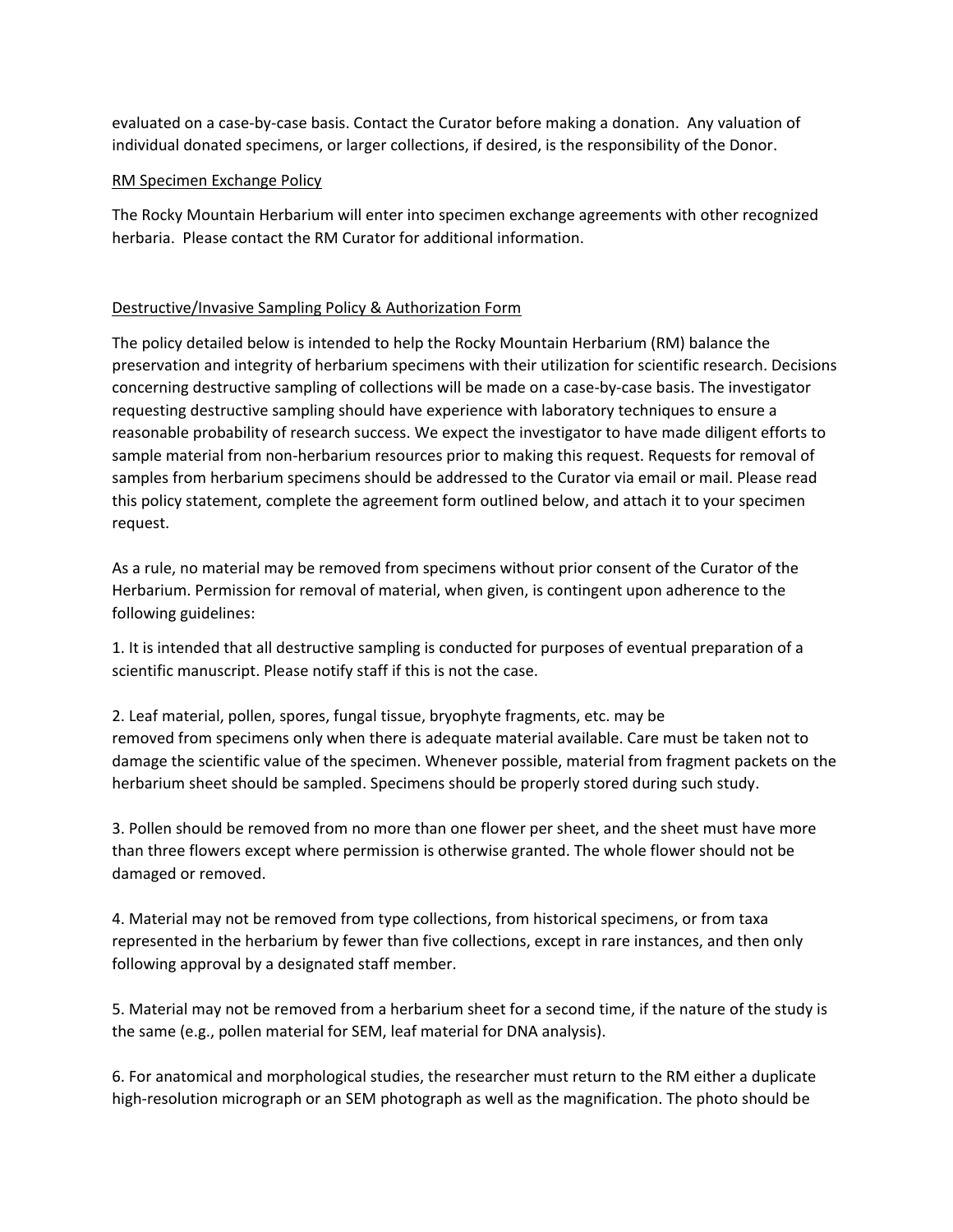evaluated on a case-by-case basis. Contact the Curator before making a donation. Any valuation of individual donated specimens, or larger collections, if desired, is the responsibility of the Donor.

<u>RM Specimen Exchange Policy</u>

The Rocky Mountain Herbarium will enter into specimen exchange agreements with other recognized herbaria. Please contact the RM Curator for additional information.

<u>Destructive/Invasive Sampling Policy & Authorization Form</u>

The policy detailed below is intended to help the Rocky Mountain Herbarium (RM) balance the preservation and integrity of herbarium specimens with their utilization for scientific research. Decisions concerning destructive sampling of collections will be made on a case-by-case basis. The investigator requesting destructive sampling should have experience with laboratory techniques to ensure a reasonable probability of research success. We expect the investigator to have made diligent efforts to sample material from non-herbarium resources prior to making this request. Requests for removal of samples from herbarium specimens should be addressed to the Curator via email or mail. Please read this policy statement, complete the agreement form outlined below, and attach it to your specimen request.

As a rule, no material may be removed from specimens without prior consent of the Curator of the Herbarium. Permission for removal of material, when given, is contingent upon adherence to the following guidelines:

1. It is intended that all destructive sampling is conducted for purposes of eventual preparation of a scientific manuscript. Please notify staff if this is not the case.

2. Leaf material, pollen, spores, fungal tissue, bryophyte fragments, etc. may be removed from specimens only when there is adequate material available. Care must be taken not to damage the scientific value of the specimen. Whenever possible, material from fragment packets on the herbarium sheet should be sampled. Specimens should be properly stored during such study.

3. Pollen should be removed from no more than one flower per sheet, and the sheet must have more than three flowers except where permission is otherwise granted. The whole flower should not be damaged or removed.

4. Material may not be removed from type collections, from historical specimens, or from taxa represented in the herbarium by fewer than five collections, except in rare instances, and then only following approval by a designated staff member.

5. Material may not be removed from a herbarium sheet for a second time, if the nature of the study is the same (e.g., pollen material for SEM, leaf material for DNA analysis).

6. For anatomical and morphological studies, the researcher must return to the RM either a duplicate high-resolution micrograph or an SEM photograph as well as the magnification. The photo should be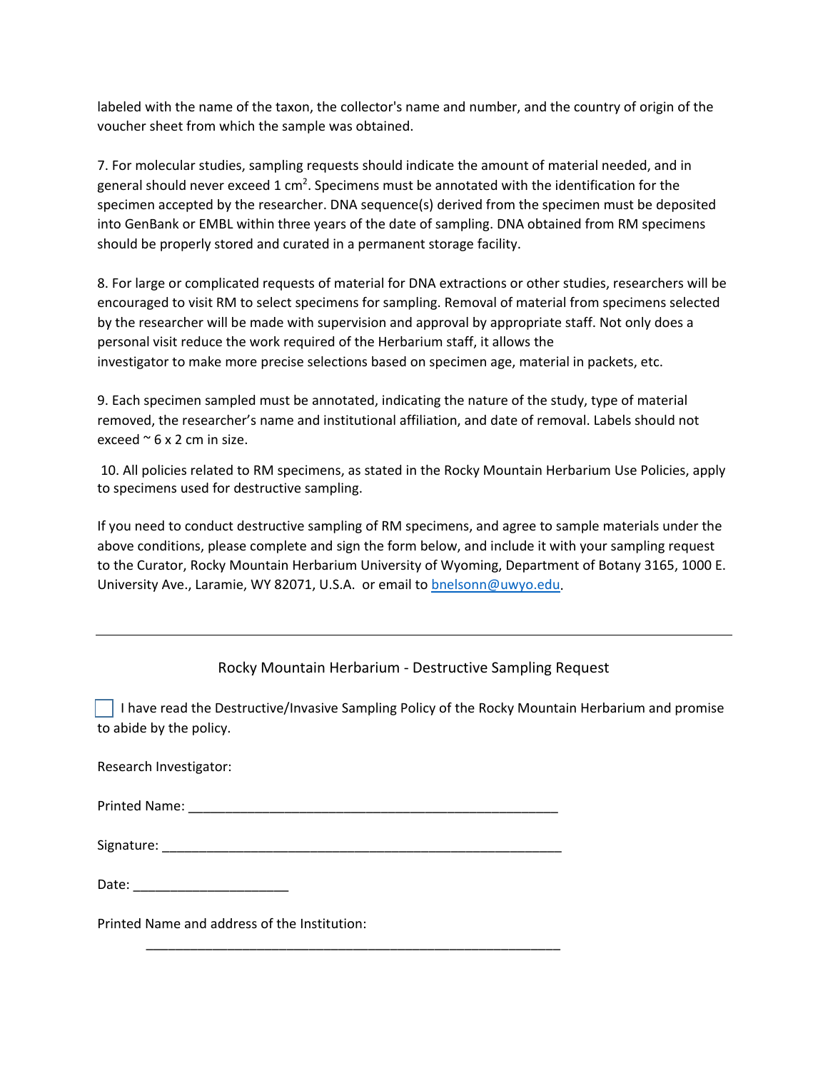labeled with the name of the taxon, the collector's name and number, and the country of origin of the voucher sheet from which the sample was obtained.

7. For molecular studies, sampling requests should indicate the amount of material needed, and in general should never exceed 1 $cm^2$. Specimens must be annotated with the identification for the specimen accepted by the researcher. DNA sequence(s) derived from the specimen must be deposited into GenBank or EMBL within three years of the date of sampling. DNA obtained from RM specimens should be properly stored and curated in a permanent storage facility.

8. For large or complicated requests of material for DNA extractions or other studies, researchers will be encouraged to visit RM to select specimens for sampling. Removal of material from specimens selected by the researcher will be made with supervision and approval by appropriate staff. Not only does a personal visit reduce the work required of the Herbarium staff, it allows the investigator to make more precise selections based on specimen age, material in packets, etc.

9. Each specimen sampled must be annotated, indicating the nature of the study, type of material removed, the researcher's name and institutional affiliation, and date of removal. Labels should not exceed ~ 6 x 2 cm in size.

10. All policies related to RM specimens, as stated in the Rocky Mountain Herbarium Use Policies, apply to specimens used for destructive sampling.

If you need to conduct destructive sampling of RM specimens, and agree to sample materials under the above conditions, please complete and sign the form below, and include it with your sampling request to the Curator, Rocky Mountain Herbarium University of Wyoming, Department of Botany 3165, 1000 E. University Ave., Laramie, WY 82071, U.S.A. or email to [bnelsonn@uwyo.edu](mailto:bnelsonn@uwyo.edu).

---

Rocky Mountain Herbarium - Destructive Sampling Request

☐ I have read the Destructive/Invasive Sampling Policy of the Rocky Mountain Herbarium and promise to abide by the policy.

Research Investigator:

Printed Name: ___________________________________________________

Signature: _______________________________________________________

Date: ____________________

Printed Name and address of the Institution:

_______________________________________________________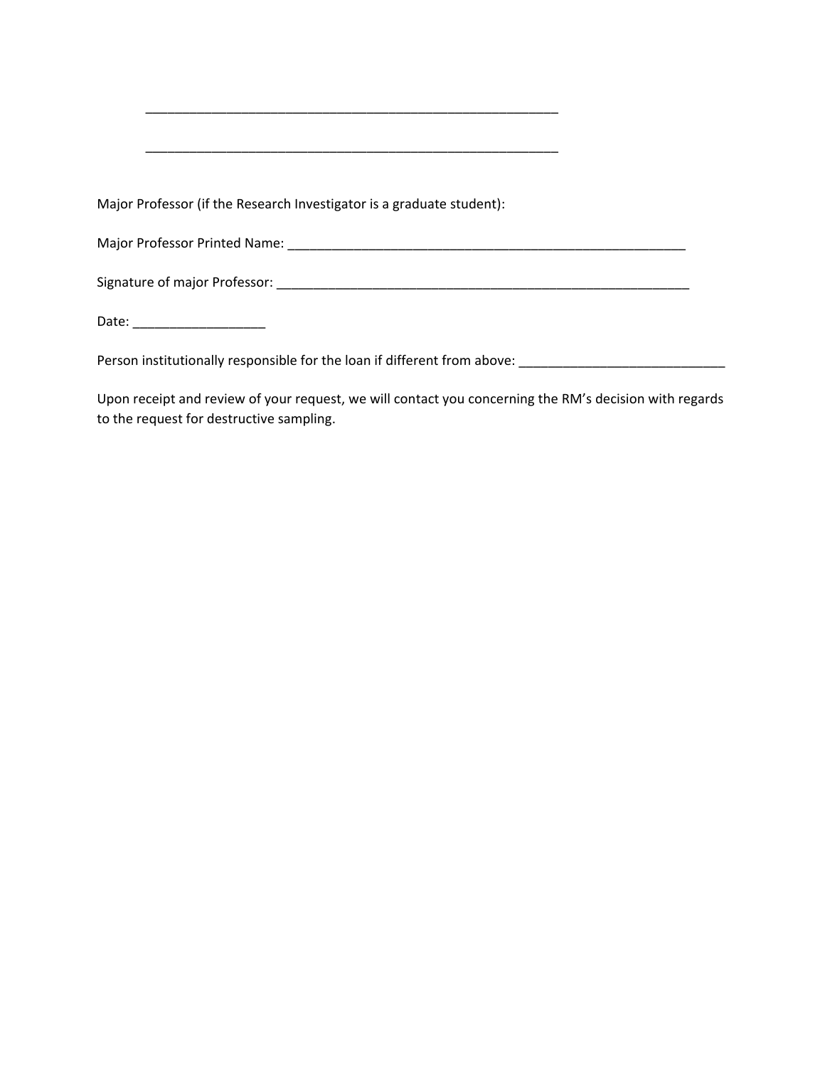\_\_\_\_\_\_\_\_\_\_\_\_\_\_\_\_\_\_\_\_\_\_\_\_\_\_\_\_\_\_\_\_\_\_\_\_\_\_\_\_\_\_\_\_\_\_\_\_\_\_\_\_\_\_\_\_\_\_\_\_

\_\_\_\_\_\_\_\_\_\_\_\_\_\_\_\_\_\_\_\_\_\_\_\_\_\_\_\_\_\_\_\_\_\_\_\_\_\_\_\_\_\_\_\_\_\_\_\_\_\_\_\_\_\_\_\_\_\_\_\_

Major Professor (if the Research Investigator is a graduate student):

Major Professor Printed Name: \_\_\_\_\_\_\_\_\_\_\_\_\_\_\_\_\_\_\_\_\_\_\_\_\_\_\_\_\_\_\_\_\_\_\_\_\_\_\_\_\_\_\_\_\_\_\_\_\_\_\_\_\_\_\_\_\_\_

Signature of major Professor: \_\_\_\_\_\_\_\_\_\_\_\_\_\_\_\_\_\_\_\_\_\_\_\_\_\_\_\_\_\_\_\_\_\_\_\_\_\_\_\_\_\_\_\_\_\_\_\_\_\_\_\_\_\_\_\_\_\_\_\_

Date: \_\_\_\_\_\_\_\_\_\_\_\_\_\_\_\_\_\_\_

Person institutionally responsible for the loan if different from above: \_\_\_\_\_\_\_\_\_\_\_\_\_\_\_\_\_\_\_\_\_\_\_\_\_\_\_\_\_

Upon receipt and review of your request, we will contact you concerning the RM's decision with regards to the request for destructive sampling.